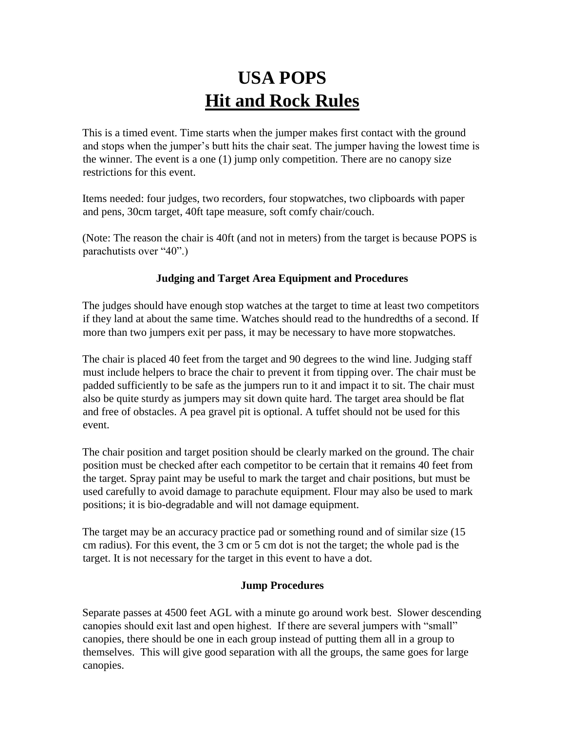# USA POPS
# Hit and Rock Rules

This is a timed event. Time starts when the jumper makes first contact with the ground and stops when the jumper's butt hits the chair seat. The jumper having the lowest time is the winner. The event is a one (1) jump only competition. There are no canopy size restrictions for this event.

Items needed: four judges, two recorders, four stopwatches, two clipboards with paper and pens, 30cm target, 40ft tape measure, soft comfy chair/couch.

(Note: The reason the chair is 40ft (and not in meters) from the target is because POPS is parachutists over "40".)

### Judging and Target Area Equipment and Procedures

The judges should have enough stop watches at the target to time at least two competitors if they land at about the same time. Watches should read to the hundredths of a second. If more than two jumpers exit per pass, it may be necessary to have more stopwatches.

The chair is placed 40 feet from the target and 90 degrees to the wind line. Judging staff must include helpers to brace the chair to prevent it from tipping over. The chair must be padded sufficiently to be safe as the jumpers run to it and impact it to sit. The chair must also be quite sturdy as jumpers may sit down quite hard. The target area should be flat and free of obstacles. A pea gravel pit is optional. A tuffet should not be used for this event.

The chair position and target position should be clearly marked on the ground. The chair position must be checked after each competitor to be certain that it remains 40 feet from the target. Spray paint may be useful to mark the target and chair positions, but must be used carefully to avoid damage to parachute equipment. Flour may also be used to mark positions; it is bio-degradable and will not damage equipment.

The target may be an accuracy practice pad or something round and of similar size (15 cm radius). For this event, the 3 cm or 5 cm dot is not the target; the whole pad is the target. It is not necessary for the target in this event to have a dot.

### Jump Procedures

Separate passes at 4500 feet AGL with a minute go around work best. Slower descending canopies should exit last and open highest. If there are several jumpers with "small" canopies, there should be one in each group instead of putting them all in a group to themselves. This will give good separation with all the groups, the same goes for large canopies.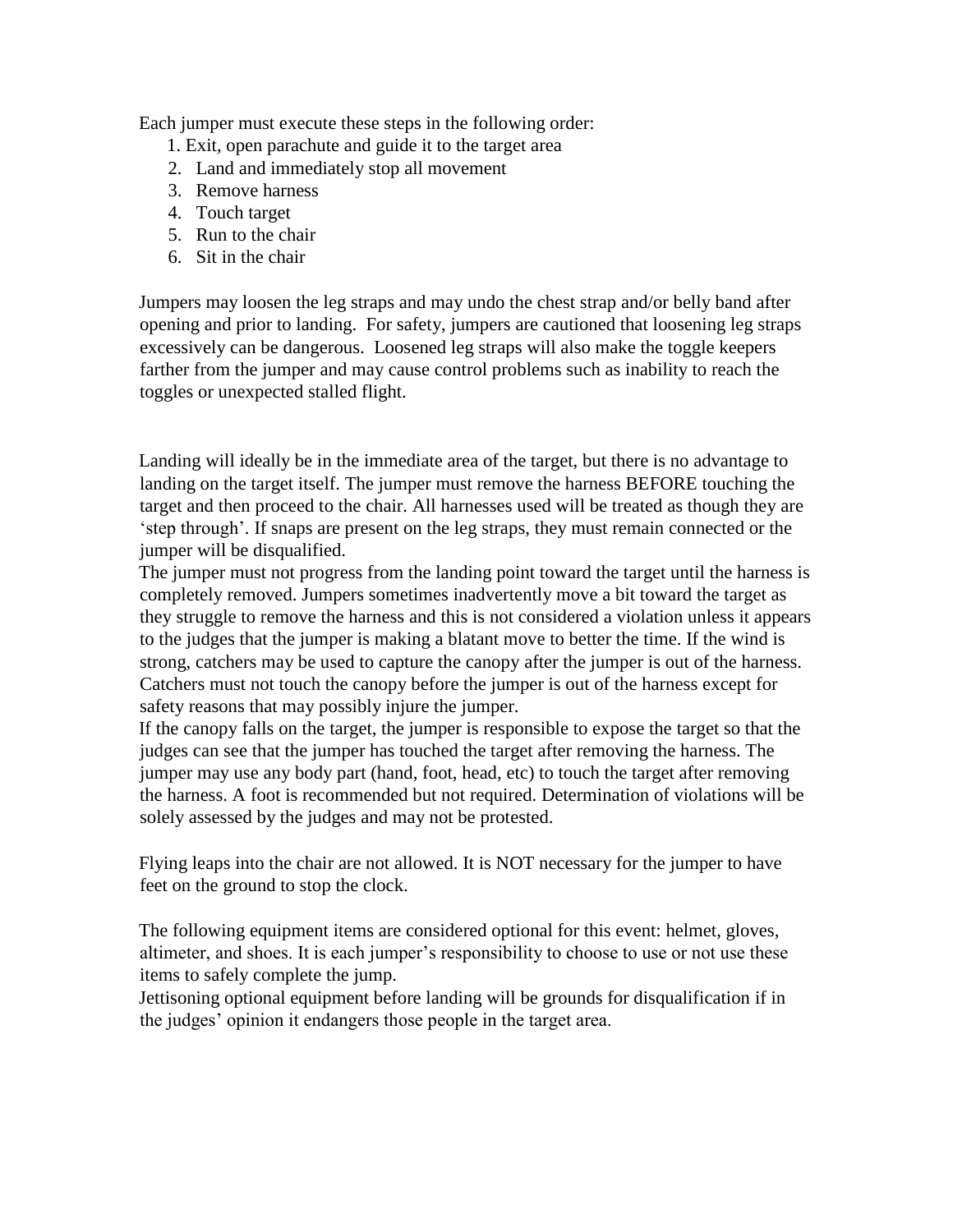Each jumper must execute these steps in the following order:

1. Exit, open parachute and guide it to the target area
2. Land and immediately stop all movement
3. Remove harness
4. Touch target
5. Run to the chair
6. Sit in the chair

Jumpers may loosen the leg straps and may undo the chest strap and/or belly band after opening and prior to landing. For safety, jumpers are cautioned that loosening leg straps excessively can be dangerous. Loosened leg straps will also make the toggle keepers farther from the jumper and may cause control problems such as inability to reach the toggles or unexpected stalled flight.

Landing will ideally be in the immediate area of the target, but there is no advantage to landing on the target itself. The jumper must remove the harness BEFORE touching the target and then proceed to the chair. All harnesses used will be treated as though they are 'step through'. If snaps are present on the leg straps, they must remain connected or the jumper will be disqualified.

The jumper must not progress from the landing point toward the target until the harness is completely removed. Jumpers sometimes inadvertently move a bit toward the target as they struggle to remove the harness and this is not considered a violation unless it appears to the judges that the jumper is making a blatant move to better the time. If the wind is strong, catchers may be used to capture the canopy after the jumper is out of the harness. Catchers must not touch the canopy before the jumper is out of the harness except for safety reasons that may possibly injure the jumper.

If the canopy falls on the target, the jumper is responsible to expose the target so that the judges can see that the jumper has touched the target after removing the harness. The jumper may use any body part (hand, foot, head, etc) to touch the target after removing the harness. A foot is recommended but not required. Determination of violations will be solely assessed by the judges and may not be protested.

Flying leaps into the chair are not allowed. It is NOT necessary for the jumper to have feet on the ground to stop the clock.

The following equipment items are considered optional for this event: helmet, gloves, altimeter, and shoes. It is each jumper's responsibility to choose to use or not use these items to safely complete the jump.

Jettisoning optional equipment before landing will be grounds for disqualification if in the judges' opinion it endangers those people in the target area.